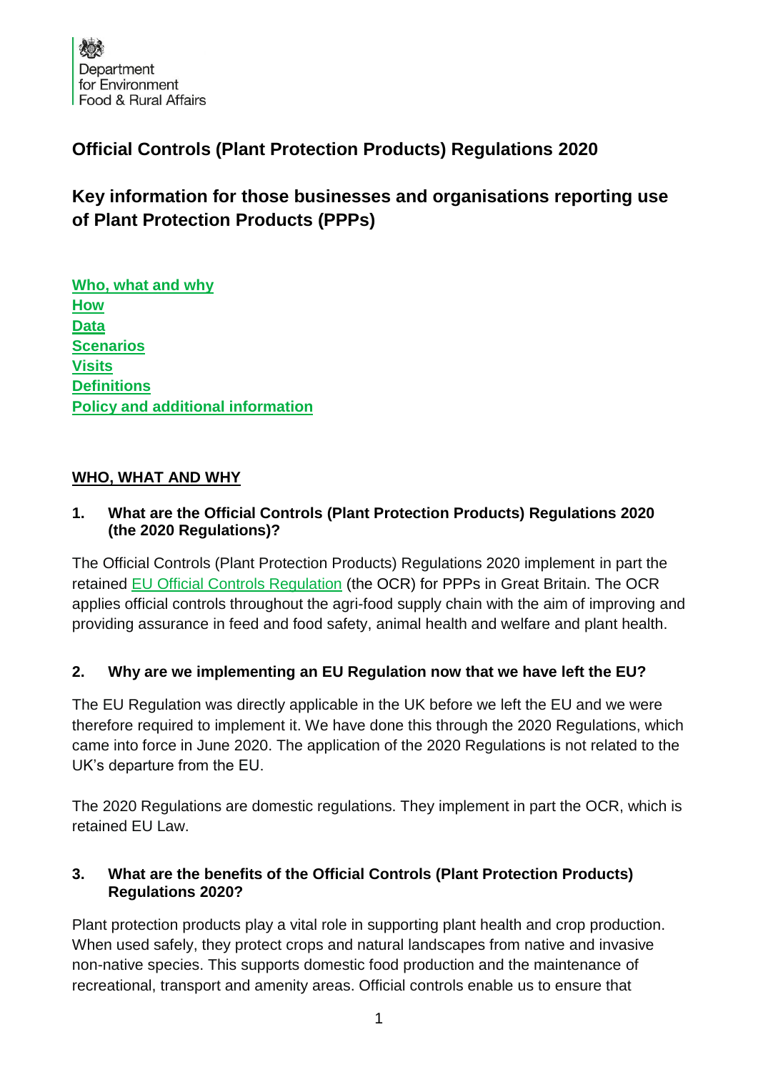Department for Environment Food & Rural Affairs

# Official Controls (Plant Protection Products) Regulations 2020

## Key information for those businesses and organisations reporting use of Plant Protection Products (PPPs)

[Who, what and why](#who-what-and-why)
[How](#how)
[Data](#data)
[Scenarios](#scenarios)
[Visits](#visits)
[Definitions](#definitions)
[Policy and additional information](#policy-and-additional-information)

## WHO, WHAT AND WHY

### 1. What are the Official Controls (Plant Protection Products) Regulations 2020 (the 2020 Regulations)?

The Official Controls (Plant Protection Products) Regulations 2020 implement in part the retained [EU Official Controls Regulation](#) (the OCR) for PPPs in Great Britain. The OCR applies official controls throughout the agri-food supply chain with the aim of improving and providing assurance in feed and food safety, animal health and welfare and plant health.

### 2. Why are we implementing an EU Regulation now that we have left the EU?

The EU Regulation was directly applicable in the UK before we left the EU and we were therefore required to implement it. We have done this through the 2020 Regulations, which came into force in June 2020. The application of the 2020 Regulations is not related to the UK's departure from the EU.

The 2020 Regulations are domestic regulations. They implement in part the OCR, which is retained EU Law.

### 3. What are the benefits of the Official Controls (Plant Protection Products) Regulations 2020?

Plant protection products play a vital role in supporting plant health and crop production. When used safely, they protect crops and natural landscapes from native and invasive non-native species. This supports domestic food production and the maintenance of recreational, transport and amenity areas. Official controls enable us to ensure that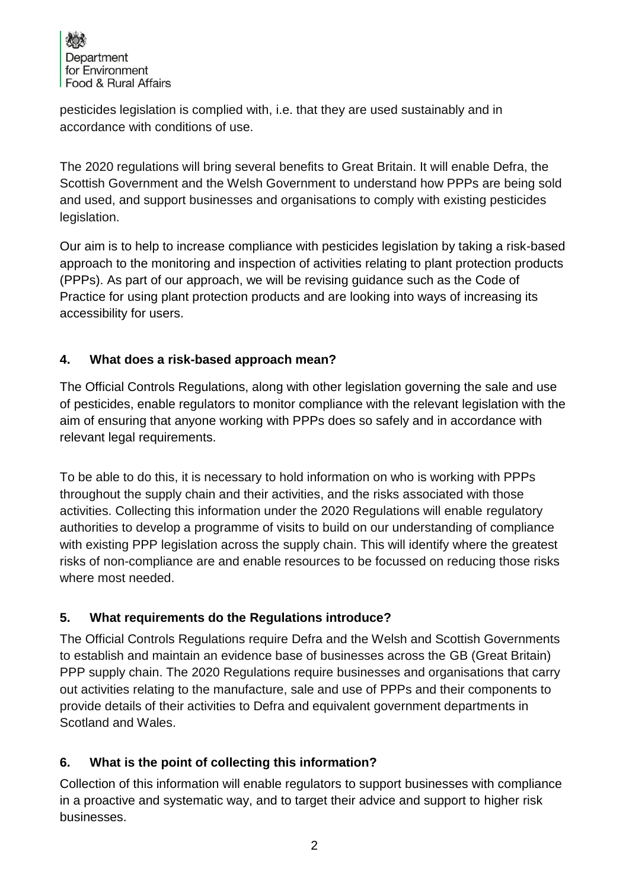pesticides legislation is complied with, i.e. that they are used sustainably and in accordance with conditions of use.

The 2020 regulations will bring several benefits to Great Britain. It will enable Defra, the Scottish Government and the Welsh Government to understand how PPPs are being sold and used, and support businesses and organisations to comply with existing pesticides legislation.

Our aim is to help to increase compliance with pesticides legislation by taking a risk-based approach to the monitoring and inspection of activities relating to plant protection products (PPPs). As part of our approach, we will be revising guidance such as the Code of Practice for using plant protection products and are looking into ways of increasing its accessibility for users.

## 4. What does a risk-based approach mean?

The Official Controls Regulations, along with other legislation governing the sale and use of pesticides, enable regulators to monitor compliance with the relevant legislation with the aim of ensuring that anyone working with PPPs does so safely and in accordance with relevant legal requirements.

To be able to do this, it is necessary to hold information on who is working with PPPs throughout the supply chain and their activities, and the risks associated with those activities. Collecting this information under the 2020 Regulations will enable regulatory authorities to develop a programme of visits to build on our understanding of compliance with existing PPP legislation across the supply chain. This will identify where the greatest risks of non-compliance are and enable resources to be focussed on reducing those risks where most needed.

## 5. What requirements do the Regulations introduce?

The Official Controls Regulations require Defra and the Welsh and Scottish Governments to establish and maintain an evidence base of businesses across the GB (Great Britain) PPP supply chain. The 2020 Regulations require businesses and organisations that carry out activities relating to the manufacture, sale and use of PPPs and their components to provide details of their activities to Defra and equivalent government departments in Scotland and Wales.

## 6. What is the point of collecting this information?

Collection of this information will enable regulators to support businesses with compliance in a proactive and systematic way, and to target their advice and support to higher risk businesses.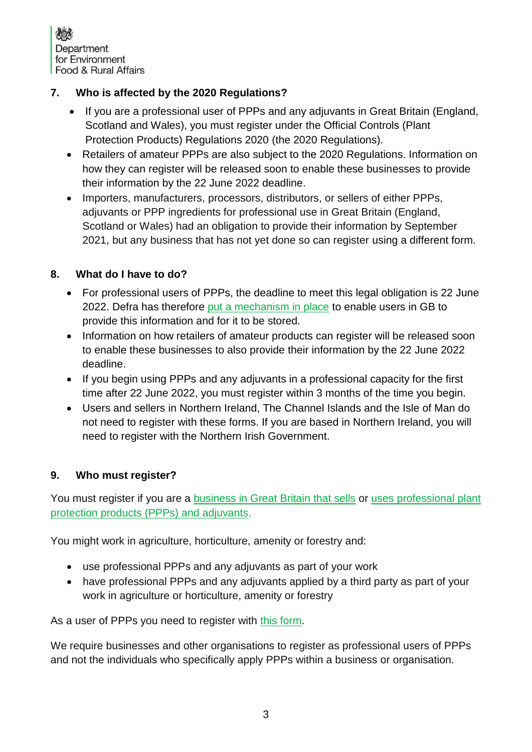## 7. Who is affected by the 2020 Regulations?

- If you are a professional user of PPPs and any adjuvants in Great Britain (England, Scotland and Wales), you must register under the Official Controls (Plant Protection Products) Regulations 2020 (the 2020 Regulations).
- Retailers of amateur PPPs are also subject to the 2020 Regulations. Information on how they can register will be released soon to enable these businesses to provide their information by the 22 June 2022 deadline.
- Importers, manufacturers, processors, distributors, or sellers of either PPPs, adjuvants or PPP ingredients for professional use in Great Britain (England, Scotland or Wales) had an obligation to provide their information by September 2021, but any business that has not yet done so can register using a different form.

## 8. What do I have to do?

- For professional users of PPPs, the deadline to meet this legal obligation is 22 June 2022. Defra has therefore put a mechanism in place to enable users in GB to provide this information and for it to be stored.
- Information on how retailers of amateur products can register will be released soon to enable these businesses to also provide their information by the 22 June 2022 deadline.
- If you begin using PPPs and any adjuvants in a professional capacity for the first time after 22 June 2022, you must register within 3 months of the time you begin.
- Users and sellers in Northern Ireland, The Channel Islands and the Isle of Man do not need to register with these forms. If you are based in Northern Ireland, you will need to register with the Northern Irish Government.

## 9. Who must register?

You must register if you are a business in Great Britain that sells or uses professional plant protection products (PPPs) and adjuvants.

You might work in agriculture, horticulture, amenity or forestry and:

- use professional PPPs and any adjuvants as part of your work
- have professional PPPs and any adjuvants applied by a third party as part of your work in agriculture or horticulture, amenity or forestry

As a user of PPPs you need to register with this form.

We require businesses and other organisations to register as professional users of PPPs and not the individuals who specifically apply PPPs within a business or organisation.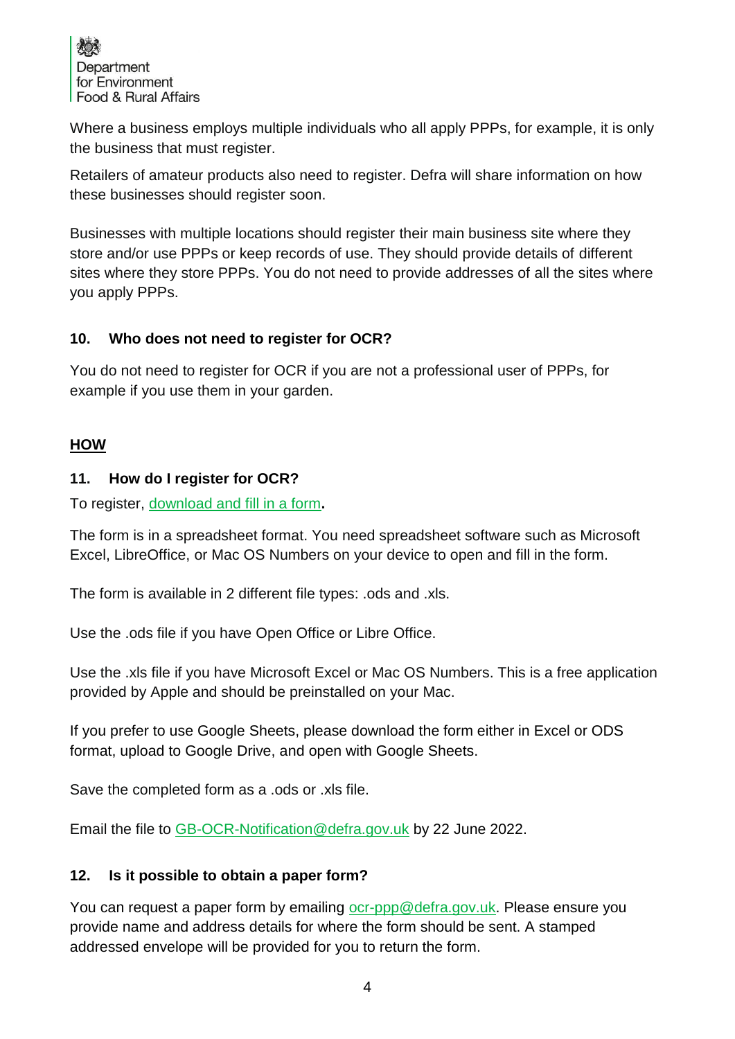Where a business employs multiple individuals who all apply PPPs, for example, it is only the business that must register.

Retailers of amateur products also need to register. Defra will share information on how these businesses should register soon.

Businesses with multiple locations should register their main business site where they store and/or use PPPs or keep records of use. They should provide details of different sites where they store PPPs. You do not need to provide addresses of all the sites where you apply PPPs.

### 10. Who does not need to register for OCR?

You do not need to register for OCR if you are not a professional user of PPPs, for example if you use them in your garden.

## HOW

### 11. How do I register for OCR?

To register, [download and fill in a form](#)**.**

The form is in a spreadsheet format. You need spreadsheet software such as Microsoft Excel, LibreOffice, or Mac OS Numbers on your device to open and fill in the form.

The form is available in 2 different file types: .ods and .xls.

Use the .ods file if you have Open Office or Libre Office.

Use the .xls file if you have Microsoft Excel or Mac OS Numbers. This is a free application provided by Apple and should be preinstalled on your Mac.

If you prefer to use Google Sheets, please download the form either in Excel or ODS format, upload to Google Drive, and open with Google Sheets.

Save the completed form as a .ods or .xls file.

Email the file to GB-OCR-Notification@defra.gov.uk by 22 June 2022.

### 12. Is it possible to obtain a paper form?

You can request a paper form by emailing ocr-ppp@defra.gov.uk. Please ensure you provide name and address details for where the form should be sent. A stamped addressed envelope will be provided for you to return the form.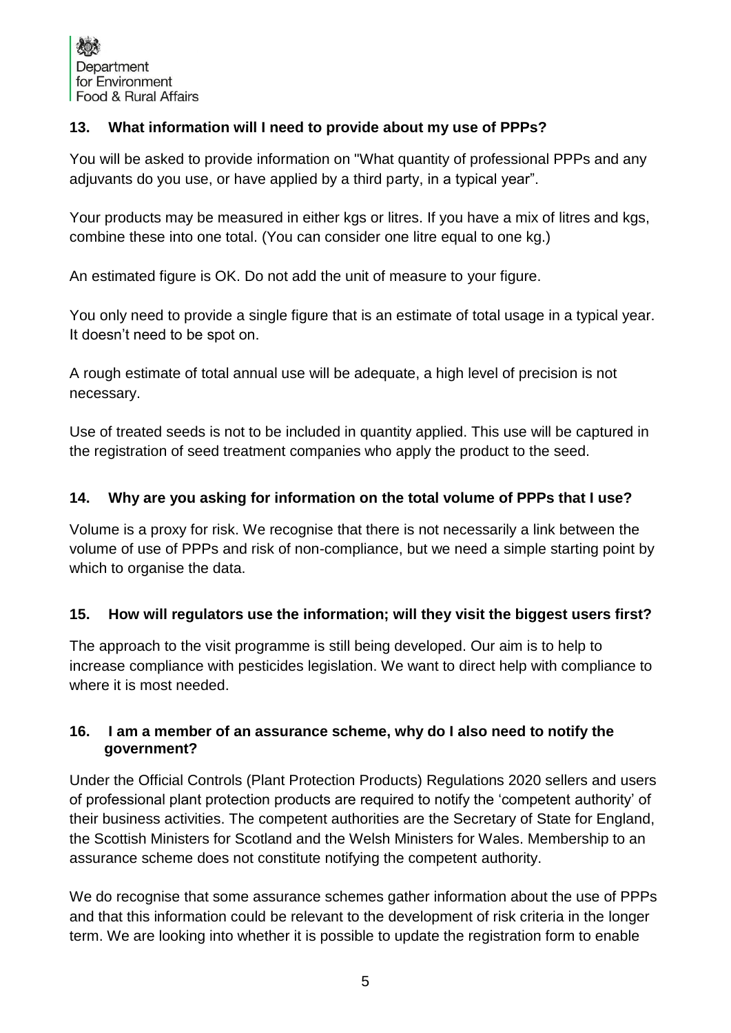### 13. What information will I need to provide about my use of PPPs?

You will be asked to provide information on "What quantity of professional PPPs and any adjuvants do you use, or have applied by a third party, in a typical year".

Your products may be measured in either kgs or litres. If you have a mix of litres and kgs, combine these into one total. (You can consider one litre equal to one kg.)

An estimated figure is OK. Do not add the unit of measure to your figure.

You only need to provide a single figure that is an estimate of total usage in a typical year. It doesn't need to be spot on.

A rough estimate of total annual use will be adequate, a high level of precision is not necessary.

Use of treated seeds is not to be included in quantity applied. This use will be captured in the registration of seed treatment companies who apply the product to the seed.

### 14. Why are you asking for information on the total volume of PPPs that I use?

Volume is a proxy for risk. We recognise that there is not necessarily a link between the volume of use of PPPs and risk of non-compliance, but we need a simple starting point by which to organise the data.

### 15. How will regulators use the information; will they visit the biggest users first?

The approach to the visit programme is still being developed. Our aim is to help to increase compliance with pesticides legislation. We want to direct help with compliance to where it is most needed.

### 16. I am a member of an assurance scheme, why do I also need to notify the government?

Under the Official Controls (Plant Protection Products) Regulations 2020 sellers and users of professional plant protection products are required to notify the 'competent authority' of their business activities. The competent authorities are the Secretary of State for England, the Scottish Ministers for Scotland and the Welsh Ministers for Wales. Membership to an assurance scheme does not constitute notifying the competent authority.

We do recognise that some assurance schemes gather information about the use of PPPs and that this information could be relevant to the development of risk criteria in the longer term. We are looking into whether it is possible to update the registration form to enable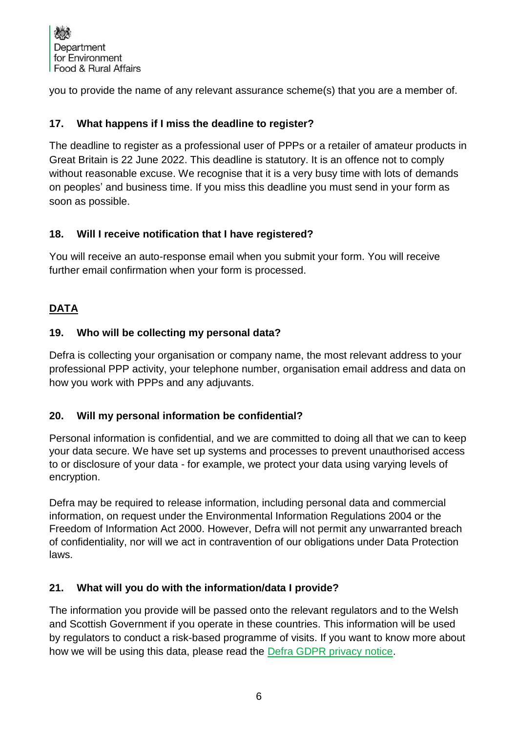you to provide the name of any relevant assurance scheme(s) that you are a member of.

### 17. What happens if I miss the deadline to register?

The deadline to register as a professional user of PPPs or a retailer of amateur products in Great Britain is 22 June 2022. This deadline is statutory. It is an offence not to comply without reasonable excuse. We recognise that it is a very busy time with lots of demands on peoples' and business time. If you miss this deadline you must send in your form as soon as possible.

### 18. Will I receive notification that I have registered?

You will receive an auto-response email when you submit your form. You will receive further email confirmation when your form is processed.

## DATA

### 19. Who will be collecting my personal data?

Defra is collecting your organisation or company name, the most relevant address to your professional PPP activity, your telephone number, organisation email address and data on how you work with PPPs and any adjuvants.

### 20. Will my personal information be confidential?

Personal information is confidential, and we are committed to doing all that we can to keep your data secure. We have set up systems and processes to prevent unauthorised access to or disclosure of your data - for example, we protect your data using varying levels of encryption.

Defra may be required to release information, including personal data and commercial information, on request under the Environmental Information Regulations 2004 or the Freedom of Information Act 2000. However, Defra will not permit any unwarranted breach of confidentiality, nor will we act in contravention of our obligations under Data Protection laws.

### 21. What will you do with the information/data I provide?

The information you provide will be passed onto the relevant regulators and to the Welsh and Scottish Government if you operate in these countries. This information will be used by regulators to conduct a risk-based programme of visits. If you want to know more about how we will be using this data, please read the Defra GDPR privacy notice.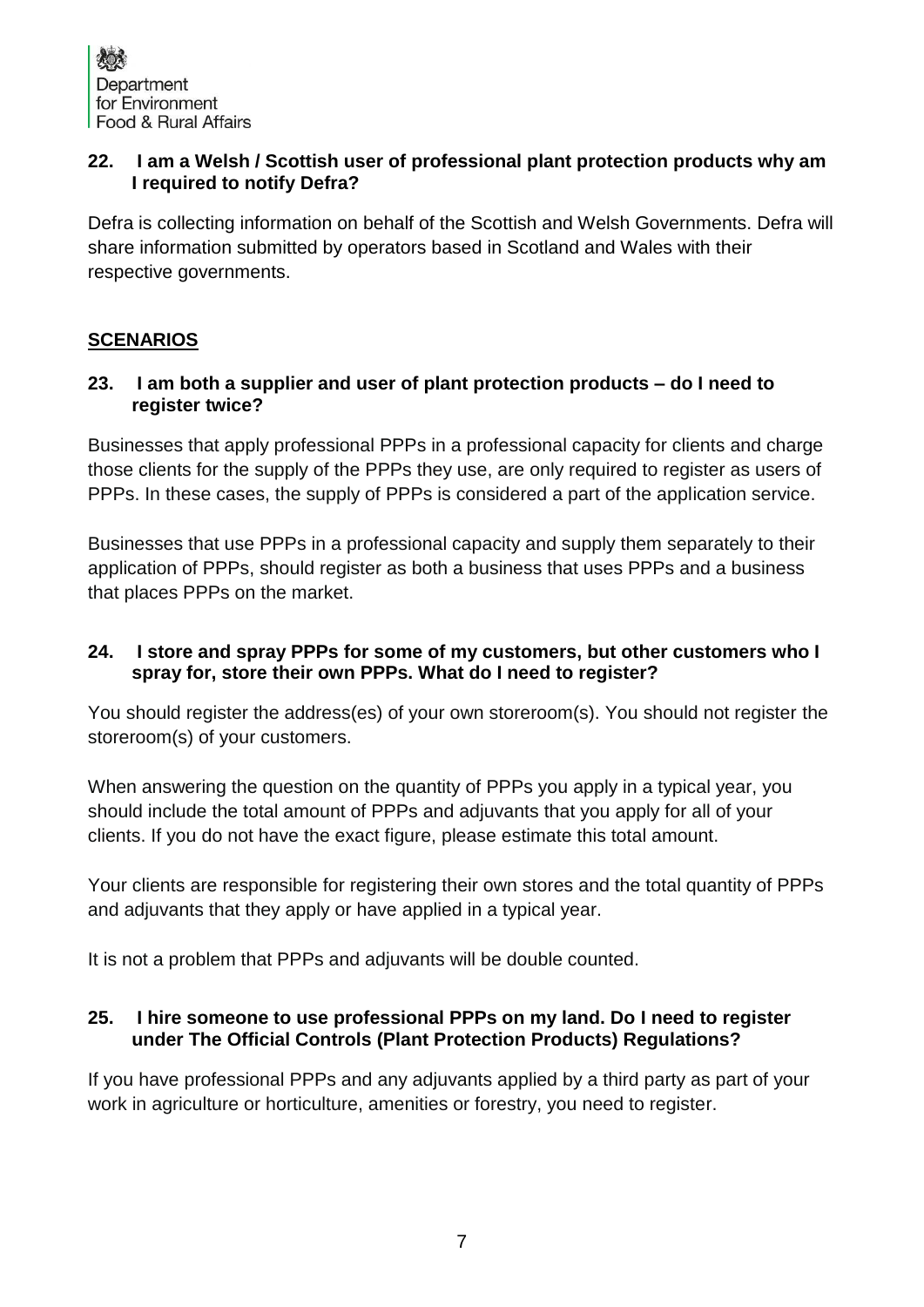### 22. I am a Welsh / Scottish user of professional plant protection products why am I required to notify Defra?

Defra is collecting information on behalf of the Scottish and Welsh Governments. Defra will share information submitted by operators based in Scotland and Wales with their respective governments.

## SCENARIOS

### 23. I am both a supplier and user of plant protection products – do I need to register twice?

Businesses that apply professional PPPs in a professional capacity for clients and charge those clients for the supply of the PPPs they use, are only required to register as users of PPPs. In these cases, the supply of PPPs is considered a part of the application service.

Businesses that use PPPs in a professional capacity and supply them separately to their application of PPPs, should register as both a business that uses PPPs and a business that places PPPs on the market.

### 24. I store and spray PPPs for some of my customers, but other customers who I spray for, store their own PPPs. What do I need to register?

You should register the address(es) of your own storeroom(s). You should not register the storeroom(s) of your customers.

When answering the question on the quantity of PPPs you apply in a typical year, you should include the total amount of PPPs and adjuvants that you apply for all of your clients. If you do not have the exact figure, please estimate this total amount.

Your clients are responsible for registering their own stores and the total quantity of PPPs and adjuvants that they apply or have applied in a typical year.

It is not a problem that PPPs and adjuvants will be double counted.

### 25. I hire someone to use professional PPPs on my land. Do I need to register under The Official Controls (Plant Protection Products) Regulations?

If you have professional PPPs and any adjuvants applied by a third party as part of your work in agriculture or horticulture, amenities or forestry, you need to register.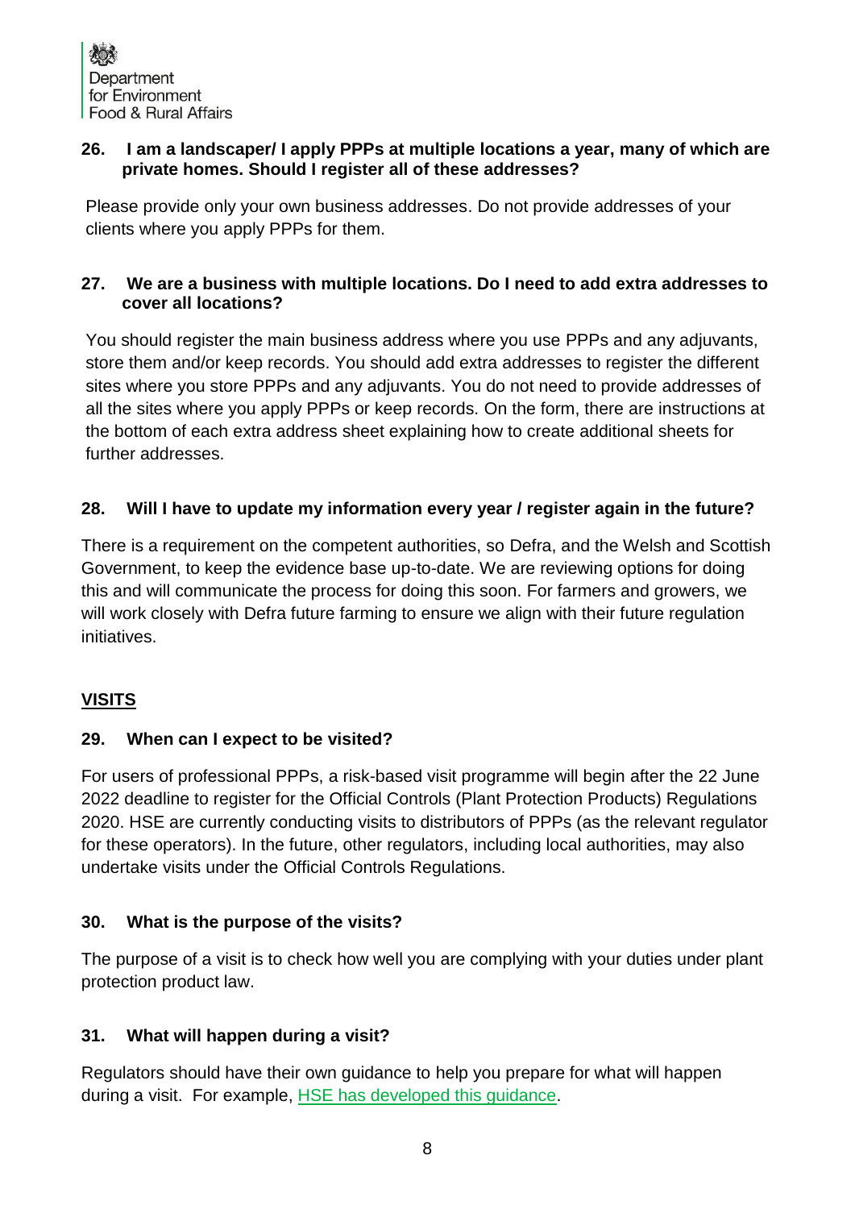### 26. I am a landscaper/ I apply PPPs at multiple locations a year, many of which are private homes. Should I register all of these addresses?

Please provide only your own business addresses. Do not provide addresses of your clients where you apply PPPs for them.

### 27. We are a business with multiple locations. Do I need to add extra addresses to cover all locations?

You should register the main business address where you use PPPs and any adjuvants, store them and/or keep records. You should add extra addresses to register the different sites where you store PPPs and any adjuvants. You do not need to provide addresses of all the sites where you apply PPPs or keep records. On the form, there are instructions at the bottom of each extra address sheet explaining how to create additional sheets for further addresses.

### 28. Will I have to update my information every year / register again in the future?

There is a requirement on the competent authorities, so Defra, and the Welsh and Scottish Government, to keep the evidence base up-to-date. We are reviewing options for doing this and will communicate the process for doing this soon. For farmers and growers, we will work closely with Defra future farming to ensure we align with their future regulation initiatives.

## VISITS

### 29. When can I expect to be visited?

For users of professional PPPs, a risk-based visit programme will begin after the 22 June 2022 deadline to register for the Official Controls (Plant Protection Products) Regulations 2020. HSE are currently conducting visits to distributors of PPPs (as the relevant regulator for these operators). In the future, other regulators, including local authorities, may also undertake visits under the Official Controls Regulations.

### 30. What is the purpose of the visits?

The purpose of a visit is to check how well you are complying with your duties under plant protection product law.

### 31. What will happen during a visit?

Regulators should have their own guidance to help you prepare for what will happen during a visit. For example, HSE has developed this guidance.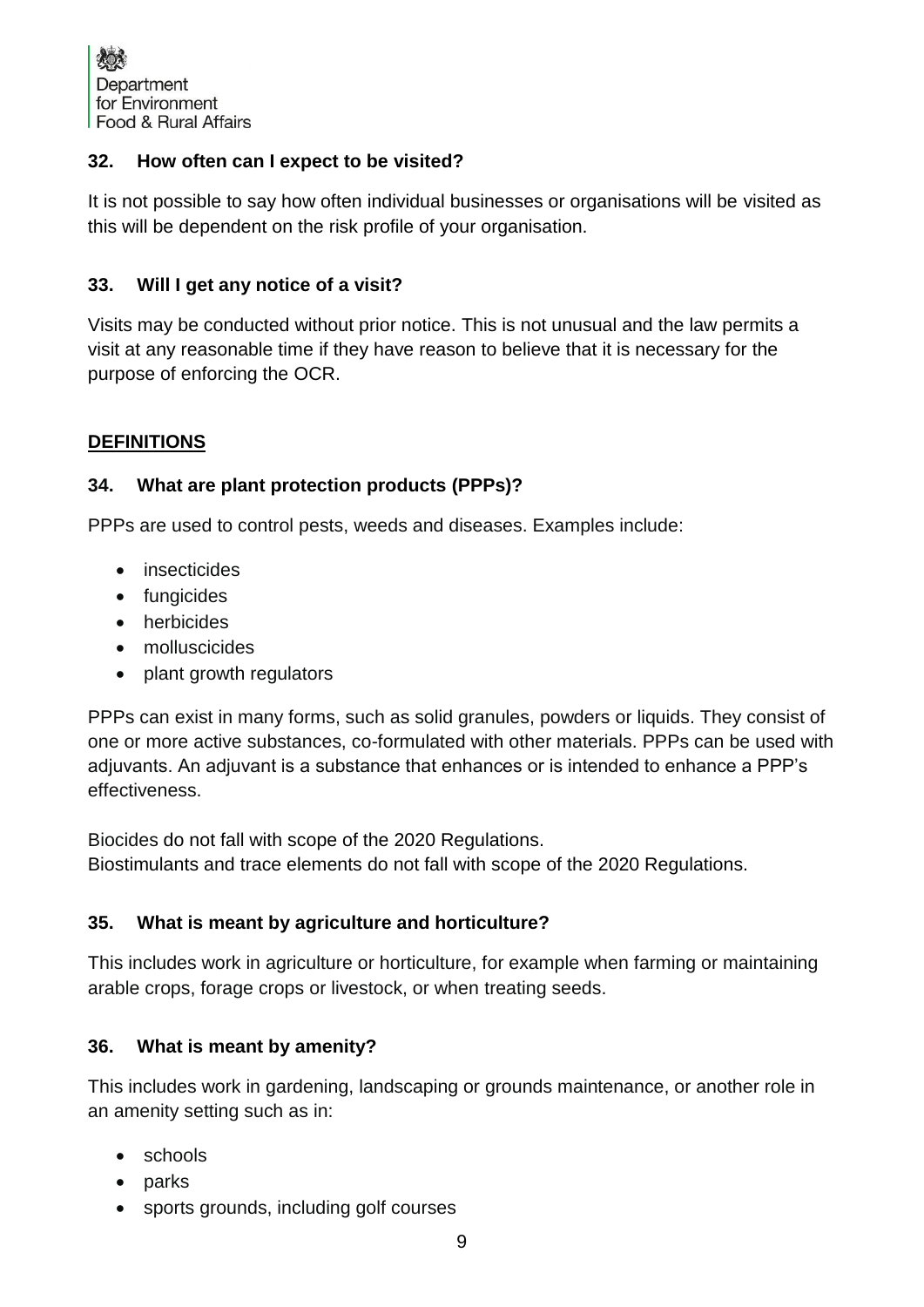### 32. How often can I expect to be visited?

It is not possible to say how often individual businesses or organisations will be visited as this will be dependent on the risk profile of your organisation.

### 33. Will I get any notice of a visit?

Visits may be conducted without prior notice. This is not unusual and the law permits a visit at any reasonable time if they have reason to believe that it is necessary for the purpose of enforcing the OCR.

## DEFINITIONS

### 34. What are plant protection products (PPPs)?

PPPs are used to control pests, weeds and diseases. Examples include:

- insecticides
- fungicides
- herbicides
- molluscicides
- plant growth regulators

PPPs can exist in many forms, such as solid granules, powders or liquids. They consist of one or more active substances, co-formulated with other materials. PPPs can be used with adjuvants. An adjuvant is a substance that enhances or is intended to enhance a PPP's effectiveness.

Biocides do not fall with scope of the 2020 Regulations.
Biostimulants and trace elements do not fall with scope of the 2020 Regulations.

### 35. What is meant by agriculture and horticulture?

This includes work in agriculture or horticulture, for example when farming or maintaining arable crops, forage crops or livestock, or when treating seeds.

### 36. What is meant by amenity?

This includes work in gardening, landscaping or grounds maintenance, or another role in an amenity setting such as in:

- schools
- parks
- sports grounds, including golf courses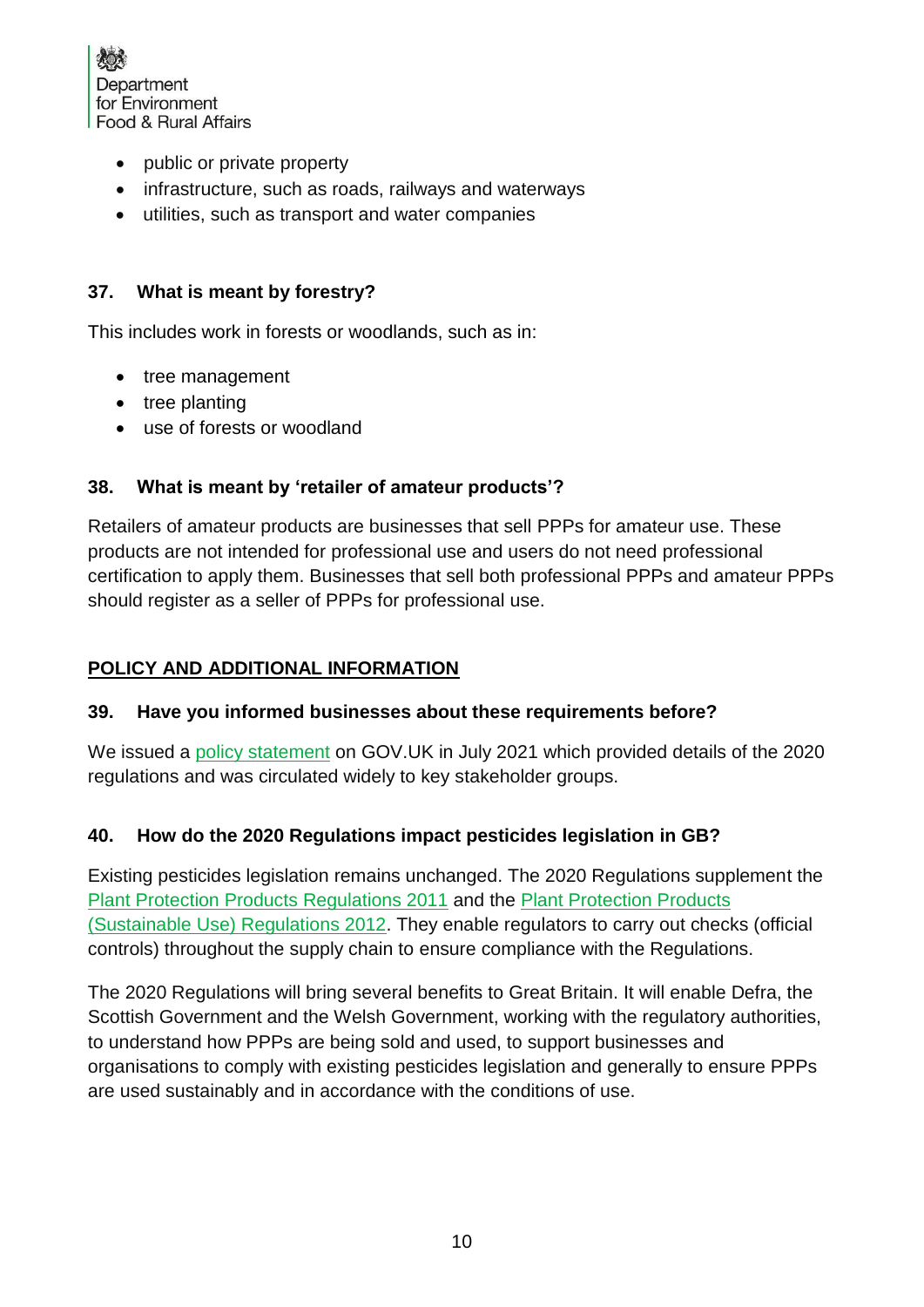- public or private property
- infrastructure, such as roads, railways and waterways
- utilities, such as transport and water companies

### 37. What is meant by forestry?

This includes work in forests or woodlands, such as in:

- tree management
- tree planting
- use of forests or woodland

### 38. What is meant by 'retailer of amateur products'?

Retailers of amateur products are businesses that sell PPPs for amateur use. These products are not intended for professional use and users do not need professional certification to apply them. Businesses that sell both professional PPPs and amateur PPPs should register as a seller of PPPs for professional use.

## POLICY AND ADDITIONAL INFORMATION

### 39. Have you informed businesses about these requirements before?

We issued a policy statement on GOV.UK in July 2021 which provided details of the 2020 regulations and was circulated widely to key stakeholder groups.

### 40. How do the 2020 Regulations impact pesticides legislation in GB?

Existing pesticides legislation remains unchanged. The 2020 Regulations supplement the Plant Protection Products Regulations 2011 and the Plant Protection Products (Sustainable Use) Regulations 2012. They enable regulators to carry out checks (official controls) throughout the supply chain to ensure compliance with the Regulations.

The 2020 Regulations will bring several benefits to Great Britain. It will enable Defra, the Scottish Government and the Welsh Government, working with the regulatory authorities, to understand how PPPs are being sold and used, to support businesses and organisations to comply with existing pesticides legislation and generally to ensure PPPs are used sustainably and in accordance with the conditions of use.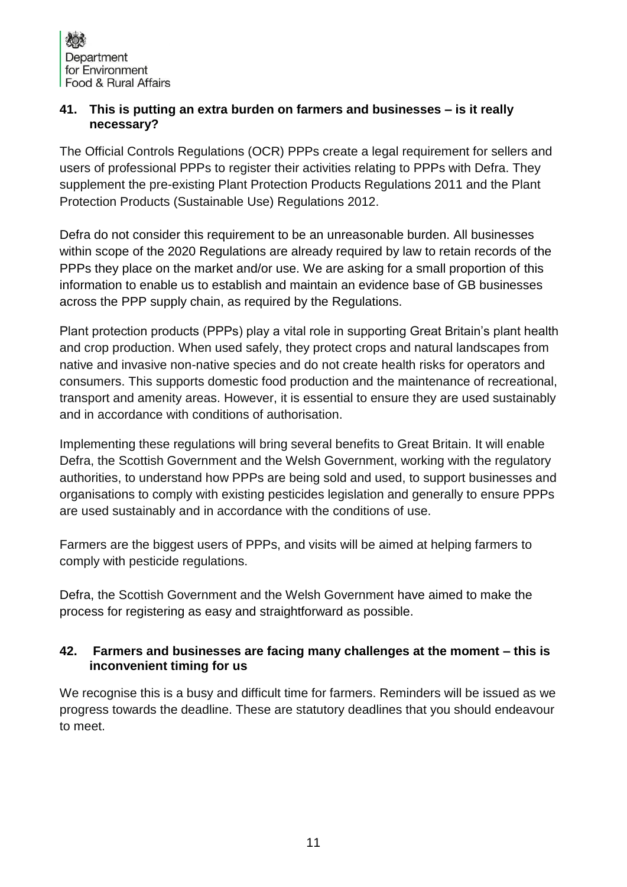### 41. This is putting an extra burden on farmers and businesses – is it really necessary?

The Official Controls Regulations (OCR) PPPs create a legal requirement for sellers and users of professional PPPs to register their activities relating to PPPs with Defra. They supplement the pre-existing Plant Protection Products Regulations 2011 and the Plant Protection Products (Sustainable Use) Regulations 2012.

Defra do not consider this requirement to be an unreasonable burden. All businesses within scope of the 2020 Regulations are already required by law to retain records of the PPPs they place on the market and/or use. We are asking for a small proportion of this information to enable us to establish and maintain an evidence base of GB businesses across the PPP supply chain, as required by the Regulations.

Plant protection products (PPPs) play a vital role in supporting Great Britain's plant health and crop production. When used safely, they protect crops and natural landscapes from native and invasive non-native species and do not create health risks for operators and consumers. This supports domestic food production and the maintenance of recreational, transport and amenity areas. However, it is essential to ensure they are used sustainably and in accordance with conditions of authorisation.

Implementing these regulations will bring several benefits to Great Britain. It will enable Defra, the Scottish Government and the Welsh Government, working with the regulatory authorities, to understand how PPPs are being sold and used, to support businesses and organisations to comply with existing pesticides legislation and generally to ensure PPPs are used sustainably and in accordance with the conditions of use.

Farmers are the biggest users of PPPs, and visits will be aimed at helping farmers to comply with pesticide regulations.

Defra, the Scottish Government and the Welsh Government have aimed to make the process for registering as easy and straightforward as possible.

### 42. Farmers and businesses are facing many challenges at the moment – this is inconvenient timing for us

We recognise this is a busy and difficult time for farmers. Reminders will be issued as we progress towards the deadline. These are statutory deadlines that you should endeavour to meet.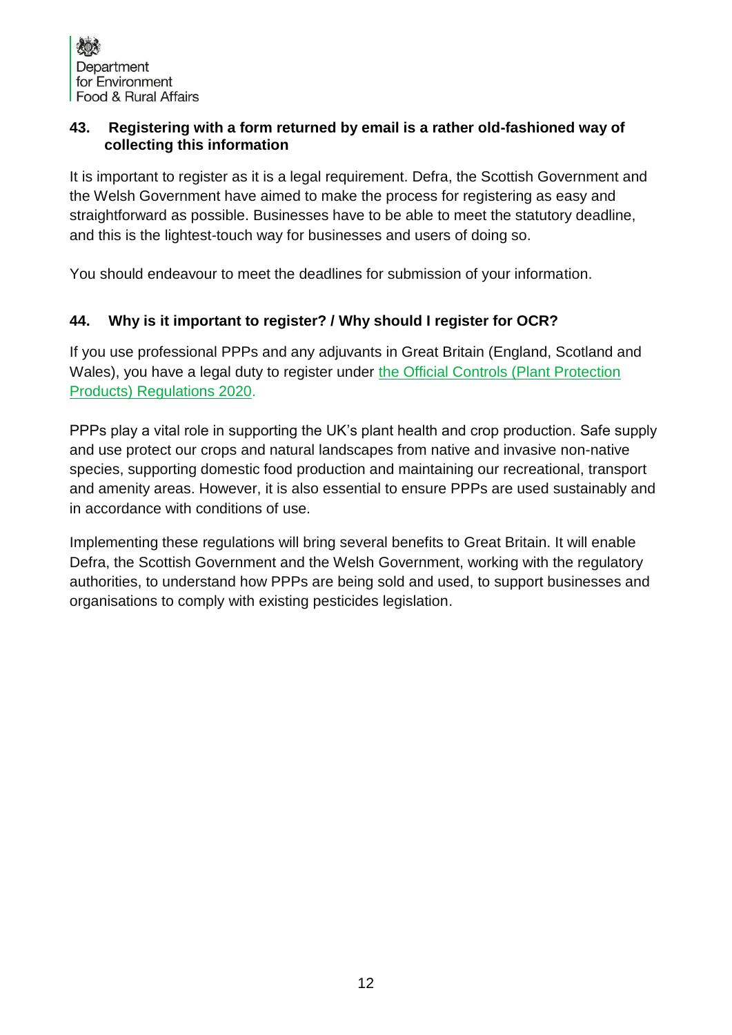### 43. Registering with a form returned by email is a rather old-fashioned way of collecting this information

It is important to register as it is a legal requirement. Defra, the Scottish Government and the Welsh Government have aimed to make the process for registering as easy and straightforward as possible. Businesses have to be able to meet the statutory deadline, and this is the lightest-touch way for businesses and users of doing so.

You should endeavour to meet the deadlines for submission of your information.

### 44. Why is it important to register? / Why should I register for OCR?

If you use professional PPPs and any adjuvants in Great Britain (England, Scotland and Wales), you have a legal duty to register under the Official Controls (Plant Protection Products) Regulations 2020.

PPPs play a vital role in supporting the UK's plant health and crop production. Safe supply and use protect our crops and natural landscapes from native and invasive non-native species, supporting domestic food production and maintaining our recreational, transport and amenity areas. However, it is also essential to ensure PPPs are used sustainably and in accordance with conditions of use.

Implementing these regulations will bring several benefits to Great Britain. It will enable Defra, the Scottish Government and the Welsh Government, working with the regulatory authorities, to understand how PPPs are being sold and used, to support businesses and organisations to comply with existing pesticides legislation.